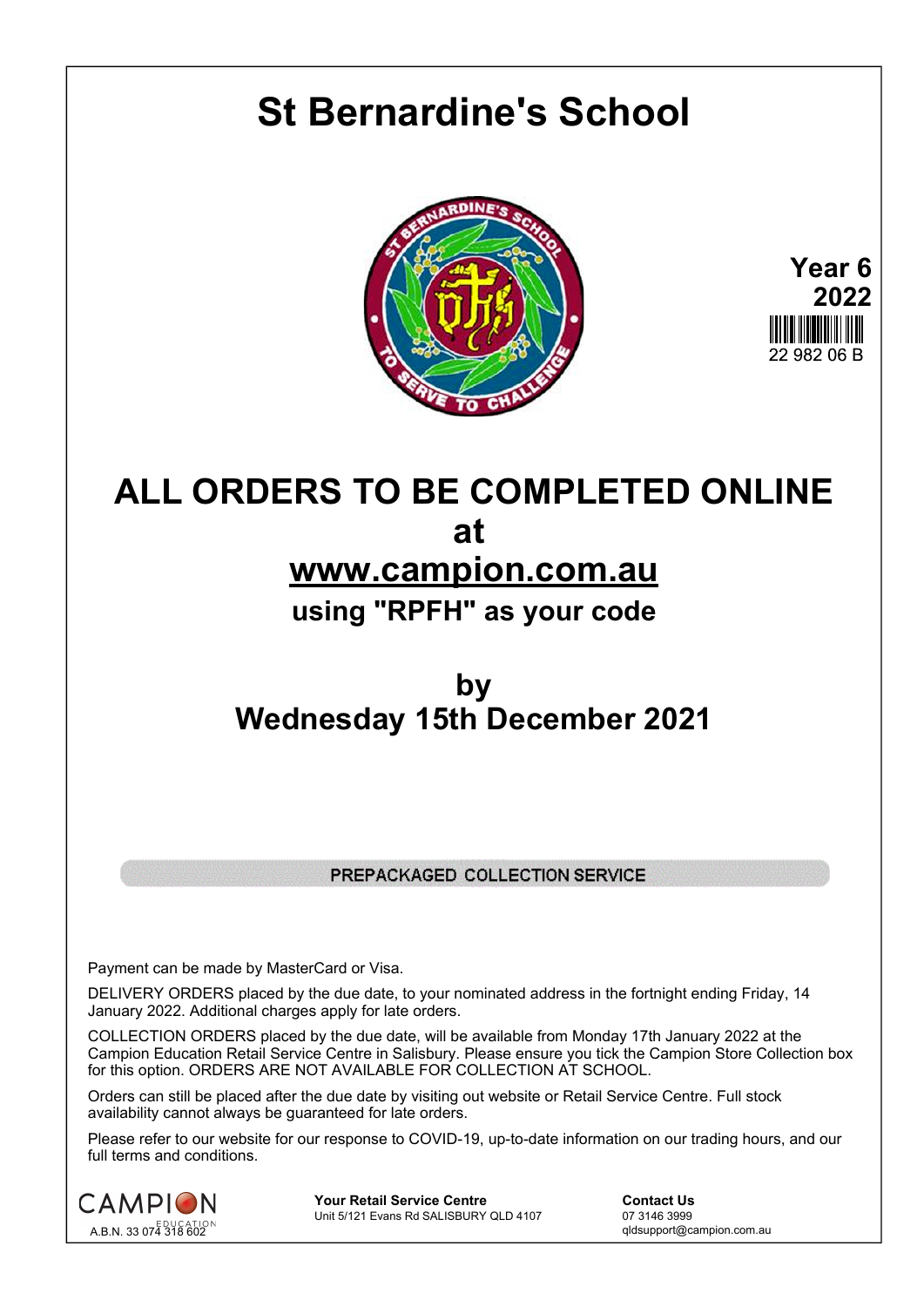# St Bernardine's School

**Year 6**
**2022**

22 982 06 B

## ALL ORDERS TO BE COMPLETED ONLINE
## at
## www.campion.com.au
### using "RPFH" as your code

## by
## Wednesday 15th December 2021

PREPACKAGED COLLECTION SERVICE

Payment can be made by MasterCard or Visa.

DELIVERY ORDERS placed by the due date, to your nominated address in the fortnight ending Friday, 14 January 2022. Additional charges apply for late orders.

COLLECTION ORDERS placed by the due date, will be available from Monday 17th January 2022 at the Campion Education Retail Service Centre in Salisbury. Please ensure you tick the Campion Store Collection box for this option. ORDERS ARE NOT AVAILABLE FOR COLLECTION AT SCHOOL.

Orders can still be placed after the due date by visiting out website or Retail Service Centre. Full stock availability cannot always be guaranteed for late orders.

Please refer to our website for our response to COVID-19, up-to-date information on our trading hours, and our full terms and conditions.

CAMPION EDUCATION
A.B.N. 33 074 318 602

**Your Retail Service Centre**
Unit 5/121 Evans Rd SALISBURY QLD 4107

**Contact Us**
07 3146 3999
qldsupport@campion.com.au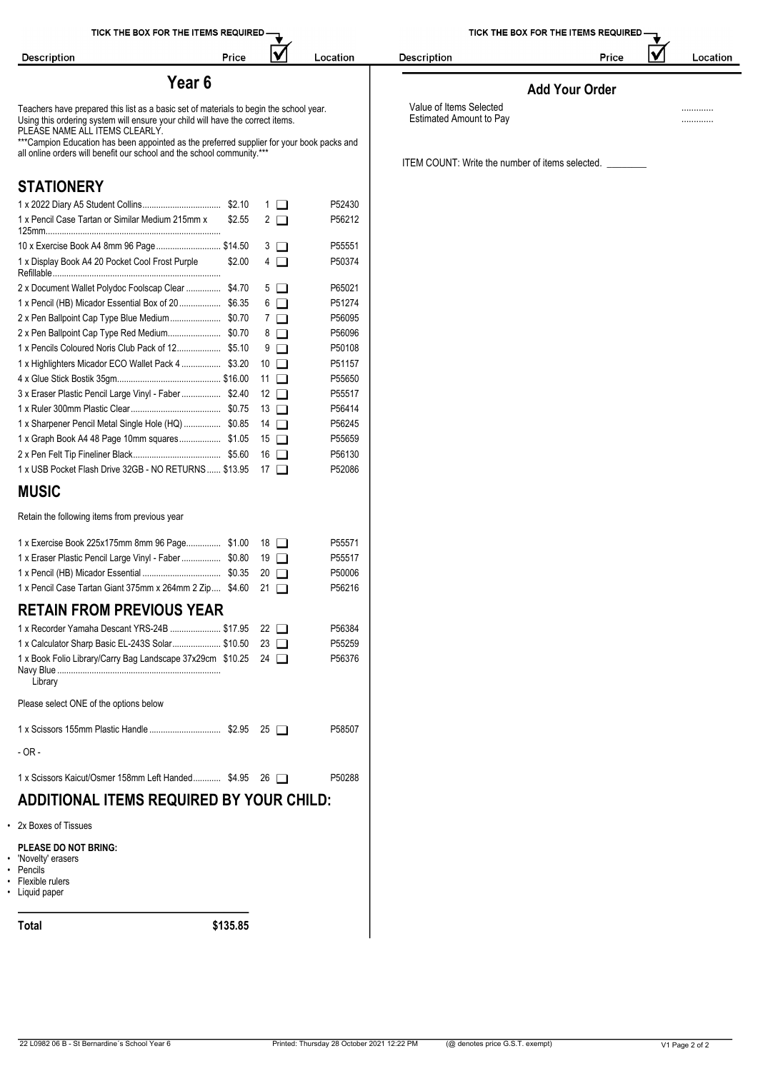TICK THE BOX FOR THE ITEMS REQUIRED

# Year 6

Teachers have prepared this list as a basic set of materials to begin the school year. Using this ordering system will ensure your child will have the correct items.
PLEASE NAME ALL ITEMS CLEARLY.

***Campion Education has been appointed as the preferred supplier for your book packs and all online orders will benefit our school and the school community.***

## STATIONERY

| Description | Price | ☑ | Location |
|---|---|---|---|
| 1 x 2022 Diary A5 Student Collins | $2.10 | 1 ☐ | P52430 |
| 1 x Pencil Case Tartan or Similar Medium 215mm x 125mm | $2.55 | 2 ☐ | P56212 |
| 10 x Exercise Book A4 8mm 96 Page | $14.50 | 3 ☐ | P55551 |
| 1 x Display Book A4 20 Pocket Cool Frost Purple Refillable | $2.00 | 4 ☐ | P50374 |
| 2 x Document Wallet Polydoc Foolscap Clear | $4.70 | 5 ☐ | P65021 |
| 1 x Pencil (HB) Micador Essential Box of 20 | $6.35 | 6 ☐ | P51274 |
| 2 x Pen Ballpoint Cap Type Blue Medium | $0.70 | 7 ☐ | P56095 |
| 2 x Pen Ballpoint Cap Type Red Medium | $0.70 | 8 ☐ | P56096 |
| 1 x Pencils Coloured Noris Club Pack of 12 | $5.10 | 9 ☐ | P50108 |
| 1 x Highlighters Micador ECO Wallet Pack 4 | $3.20 | 10 ☐ | P51157 |
| 4 x Glue Stick Bostik 35gm | $16.00 | 11 ☐ | P55650 |
| 3 x Eraser Plastic Pencil Large Vinyl - Faber | $2.40 | 12 ☐ | P55517 |
| 1 x Ruler 300mm Plastic Clear | $0.75 | 13 ☐ | P56414 |
| 1 x Sharpener Pencil Metal Single Hole (HQ) | $0.85 | 14 ☐ | P56245 |
| 1 x Graph Book A4 48 Page 10mm squares | $1.05 | 15 ☐ | P55659 |
| 2 x Pen Felt Tip Fineliner Black | $5.60 | 16 ☐ | P56130 |
| 1 x USB Pocket Flash Drive 32GB - NO RETURNS | $13.95 | 17 ☐ | P52086 |

## MUSIC

Retain the following items from previous year

| Description | Price | ☑ | Location |
|---|---|---|---|
| 1 x Exercise Book 225x175mm 8mm 96 Page | $1.00 | 18 ☐ | P55571 |
| 1 x Eraser Plastic Pencil Large Vinyl - Faber | $0.80 | 19 ☐ | P55517 |
| 1 x Pencil (HB) Micador Essential | $0.35 | 20 ☐ | P50006 |
| 1 x Pencil Case Tartan Giant 375mm x 264mm 2 Zip | $4.60 | 21 ☐ | P56216 |

## RETAIN FROM PREVIOUS YEAR

| Description | Price | ☑ | Location |
|---|---|---|---|
| 1 x Recorder Yamaha Descant YRS-24B | $17.95 | 22 ☐ | P56384 |
| 1 x Calculator Sharp Basic EL-243S Solar | $10.50 | 23 ☐ | P55259 |
| 1 x Book Folio Library/Carry Bag Landscape 37x29cm Navy Blue | $10.25 | 24 ☐ | P56376 |

Library

Please select ONE of the options below

| Description | Price | ☑ | Location |
|---|---|---|---|
| 1 x Scissors 155mm Plastic Handle | $2.95 | 25 ☐ | P58507 |

- OR -

| Description | Price | ☑ | Location |
|---|---|---|---|
| 1 x Scissors Kaicut/Osmer 158mm Left Handed | $4.95 | 26 ☐ | P50288 |

## ADDITIONAL ITEMS REQUIRED BY YOUR CHILD:

- 2x Boxes of Tissues

**PLEASE DO NOT BRING:**

- 'Novelty' erasers
- Pencils
- Flexible rulers
- Liquid paper

**Total** $135.85

## Add Your Order

Value of Items Selected ............

Estimated Amount to Pay ............

ITEM COUNT: Write the number of items selected. ________

22 L0982 06 B - St Bernardine's School Year 6 — Printed: Thursday 28 October 2021 12:22 PM — (@ denotes price G.S.T. exempt)